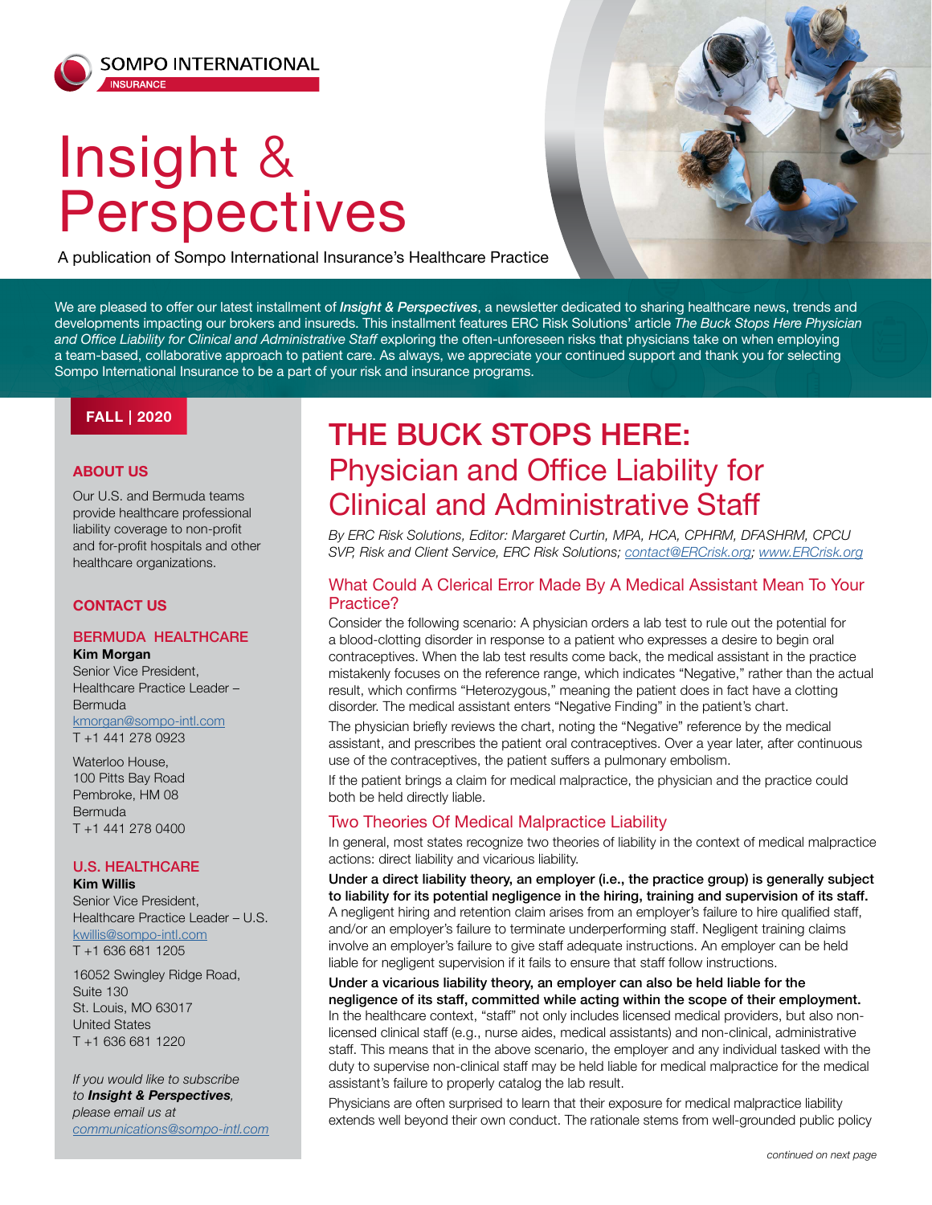SOMPO INTERNATIONAL
INSURANCE

# Insight & Perspectives

A publication of Sompo International Insurance's Healthcare Practice

We are pleased to offer our latest installment of ***Insight & Perspectives***, a newsletter dedicated to sharing healthcare news, trends and developments impacting our brokers and insureds. This installment features ERC Risk Solutions' article *The Buck Stops Here Physician and Office Liability for Clinical and Administrative Staff* exploring the often-unforeseen risks that physicians take on when employing a team-based, collaborative approach to patient care. As always, we appreciate your continued support and thank you for selecting Sompo International Insurance to be a part of your risk and insurance programs.

**FALL | 2020**

## ABOUT US

Our U.S. and Bermuda teams provide healthcare professional liability coverage to non-profit and for-profit hospitals and other healthcare organizations.

## CONTACT US

### BERMUDA HEALTHCARE

**Kim Morgan**
Senior Vice President,
Healthcare Practice Leader – Bermuda
kmorgan@sompo-intl.com
T +1 441 278 0923

Waterloo House,
100 Pitts Bay Road
Pembroke, HM 08
Bermuda
T +1 441 278 0400

### U.S. HEALTHCARE

**Kim Willis**
Senior Vice President,
Healthcare Practice Leader – U.S.
kwillis@sompo-intl.com
T +1 636 681 1205

16052 Swingley Ridge Road,
Suite 130
St. Louis, MO 63017
United States
T +1 636 681 1220

*If you would like to subscribe to **Insight & Perspectives**, please email us at communications@sompo-intl.com*

# THE BUCK STOPS HERE: Physician and Office Liability for Clinical and Administrative Staff

*By ERC Risk Solutions, Editor: Margaret Curtin, MPA, HCA, CPHRM, DFASHRM, CPCU SVP, Risk and Client Service, ERC Risk Solutions; contact@ERCrisk.org; www.ERCrisk.org*

## What Could A Clerical Error Made By A Medical Assistant Mean To Your Practice?

Consider the following scenario: A physician orders a lab test to rule out the potential for a blood-clotting disorder in response to a patient who expresses a desire to begin oral contraceptives. When the lab test results come back, the medical assistant in the practice mistakenly focuses on the reference range, which indicates "Negative," rather than the actual result, which confirms "Heterozygous," meaning the patient does in fact have a clotting disorder. The medical assistant enters "Negative Finding" in the patient's chart.

The physician briefly reviews the chart, noting the "Negative" reference by the medical assistant, and prescribes the patient oral contraceptives. Over a year later, after continuous use of the contraceptives, the patient suffers a pulmonary embolism.

If the patient brings a claim for medical malpractice, the physician and the practice could both be held directly liable.

## Two Theories Of Medical Malpractice Liability

In general, most states recognize two theories of liability in the context of medical malpractice actions: direct liability and vicarious liability.

**Under a direct liability theory, an employer (i.e., the practice group) is generally subject to liability for its potential negligence in the hiring, training and supervision of its staff.** A negligent hiring and retention claim arises from an employer's failure to hire qualified staff, and/or an employer's failure to terminate underperforming staff. Negligent training claims involve an employer's failure to give staff adequate instructions. An employer can be held liable for negligent supervision if it fails to ensure that staff follow instructions.

**Under a vicarious liability theory, an employer can also be held liable for the negligence of its staff, committed while acting within the scope of their employment.** In the healthcare context, "staff" not only includes licensed medical providers, but also non-licensed clinical staff (e.g., nurse aides, medical assistants) and non-clinical, administrative staff. This means that in the above scenario, the employer and any individual tasked with the duty to supervise non-clinical staff may be held liable for medical malpractice for the medical assistant's failure to properly catalog the lab result.

Physicians are often surprised to learn that their exposure for medical malpractice liability extends well beyond their own conduct. The rationale stems from well-grounded public policy

*continued on next page*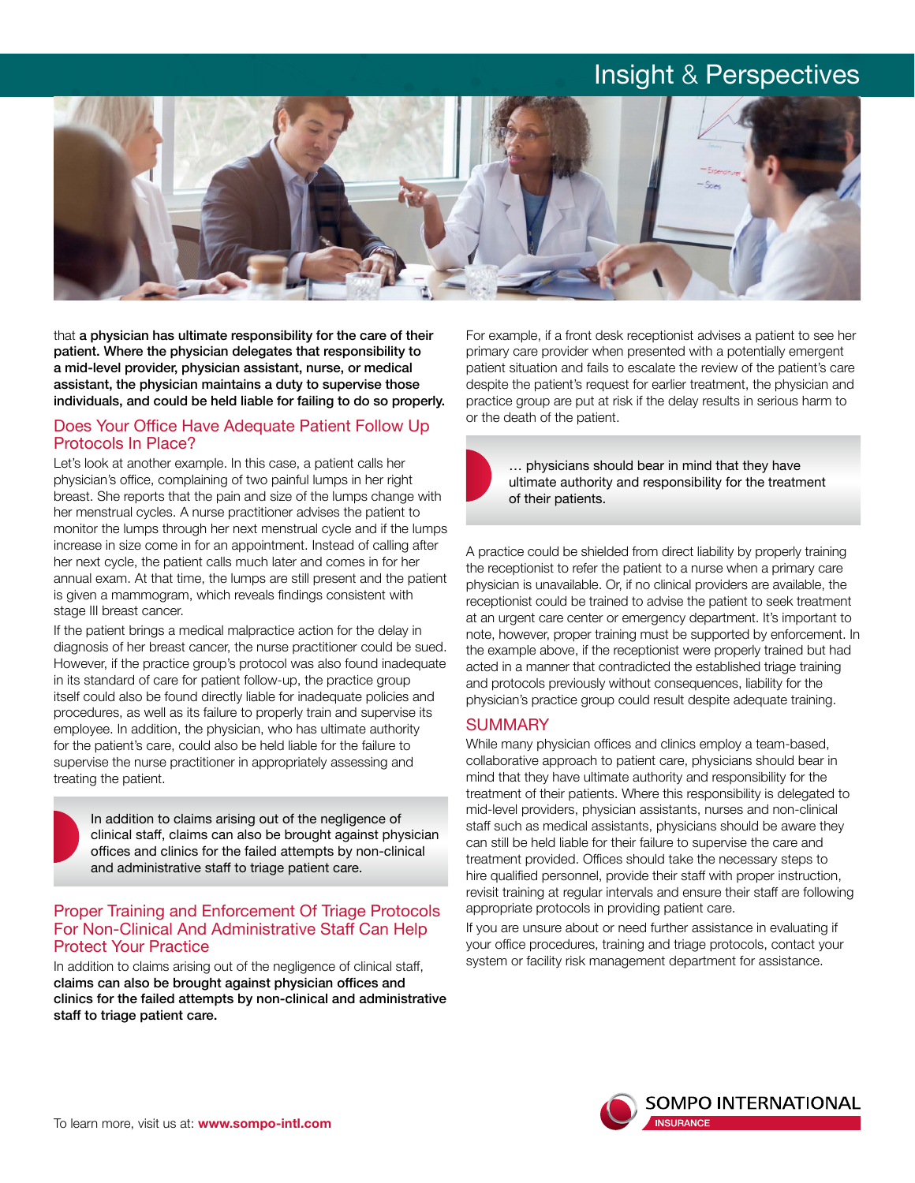that **a physician has ultimate responsibility for the care of their patient. Where the physician delegates that responsibility to a mid-level provider, physician assistant, nurse, or medical assistant, the physician maintains a duty to supervise those individuals, and could be held liable for failing to do so properly.**

## Does Your Office Have Adequate Patient Follow Up Protocols In Place?

Let's look at another example. In this case, a patient calls her physician's office, complaining of two painful lumps in her right breast. She reports that the pain and size of the lumps change with her menstrual cycles. A nurse practitioner advises the patient to monitor the lumps through her next menstrual cycle and if the lumps increase in size come in for an appointment. Instead of calling after her next cycle, the patient calls much later and comes in for her annual exam. At that time, the lumps are still present and the patient is given a mammogram, which reveals findings consistent with stage III breast cancer.

If the patient brings a medical malpractice action for the delay in diagnosis of her breast cancer, the nurse practitioner could be sued. However, if the practice group's protocol was also found inadequate in its standard of care for patient follow-up, the practice group itself could also be found directly liable for inadequate policies and procedures, as well as its failure to properly train and supervise its employee. In addition, the physician, who has ultimate authority for the patient's care, could also be held liable for the failure to supervise the nurse practitioner in appropriately assessing and treating the patient.

> In addition to claims arising out of the negligence of clinical staff, claims can also be brought against physician offices and clinics for the failed attempts by non-clinical and administrative staff to triage patient care.

## Proper Training and Enforcement Of Triage Protocols For Non-Clinical And Administrative Staff Can Help Protect Your Practice

In addition to claims arising out of the negligence of clinical staff, **claims can also be brought against physician offices and clinics for the failed attempts by non-clinical and administrative staff to triage patient care.**

For example, if a front desk receptionist advises a patient to see her primary care provider when presented with a potentially emergent patient situation and fails to escalate the review of the patient's care despite the patient's request for earlier treatment, the physician and practice group are put at risk if the delay results in serious harm to or the death of the patient.

> … physicians should bear in mind that they have ultimate authority and responsibility for the treatment of their patients.

A practice could be shielded from direct liability by properly training the receptionist to refer the patient to a nurse when a primary care physician is unavailable. Or, if no clinical providers are available, the receptionist could be trained to advise the patient to seek treatment at an urgent care center or emergency department. It's important to note, however, proper training must be supported by enforcement. In the example above, if the receptionist were properly trained but had acted in a manner that contradicted the established triage training and protocols previously without consequences, liability for the physician's practice group could result despite adequate training.

## SUMMARY

While many physician offices and clinics employ a team-based, collaborative approach to patient care, physicians should bear in mind that they have ultimate authority and responsibility for the treatment of their patients. Where this responsibility is delegated to mid-level providers, physician assistants, nurses and non-clinical staff such as medical assistants, physicians should be aware they can still be held liable for their failure to supervise the care and treatment provided. Offices should take the necessary steps to hire qualified personnel, provide their staff with proper instruction, revisit training at regular intervals and ensure their staff are following appropriate protocols in providing patient care.

If you are unsure about or need further assistance in evaluating if your office procedures, training and triage protocols, contact your system or facility risk management department for assistance.

To learn more, visit us at: **www.sompo-intl.com**

SOMPO INTERNATIONAL INSURANCE